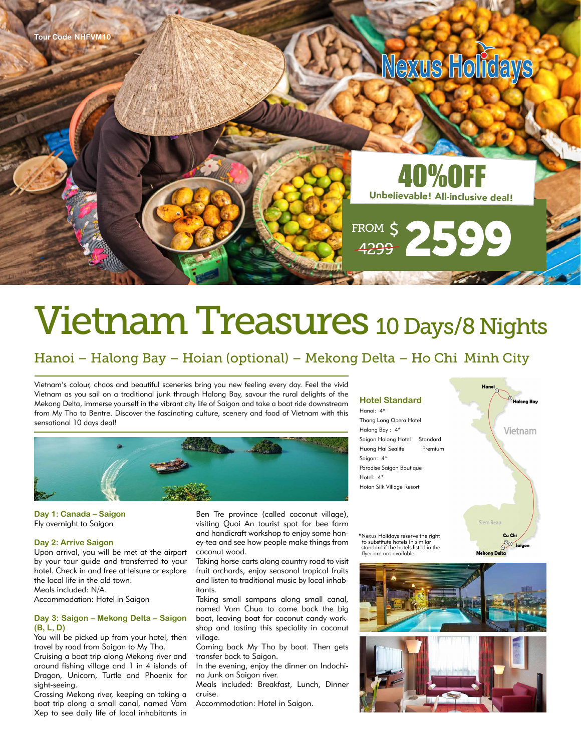Tour Code NHFVM10

Nexus Holidays

40%OFF

Unbelievable! All-inclusive deal!

FROM $ ~~4299~~ 2599

# Vietnam Treasures 10 Days/8 Nights

## Hanoi – Halong Bay – Hoian (optional) – Mekong Delta – Ho Chi Minh City

Vietnam's colour, chaos and beautiful sceneries bring you new feeling every day. Feel the vivid Vietnam as you sail on a traditional junk through Halong Bay, savour the rural delights of the Mekong Delta, immerse yourself in the vibrant city life of Saigon and take a boat ride downstream from My Tho to Bentre. Discover the fascinating culture, scenery and food of Vietnam with this sensational 10 days deal!

### Day 1: Canada – Saigon
Fly overnight to Saigon

### Day 2: Arrive Saigon
Upon arrival, you will be met at the airport by your tour guide and transferred to your hotel. Check in and free at leisure or explore the local life in the old town.
Meals included: N/A.
Accommodation: Hotel in Saigon

### Day 3: Saigon – Mekong Delta – Saigon (B, L, D)
You will be picked up from your hotel, then travel by road from Saigon to My Tho.
Cruising a boat trip along Mekong river and around fishing village and 1 in 4 islands of Dragon, Unicorn, Turtle and Phoenix for sight-seeing.
Crossing Mekong river, keeping on taking a boat trip along a small canal, named Vam Xep to see daily life of local inhabitants in Ben Tre province (called coconut village), visiting Quoi An tourist spot for bee farm and handicraft workshop to enjoy some honey-tea and see how people make things from coconut wood.
Taking horse-carts along country road to visit fruit orchards, enjoy seasonal tropical fruits and listen to traditional music by local inhabitants.
Taking small sampans along small canal, named Vam Chua to come back the big boat, leaving boat for coconut candy workshop and tasting this speciality in coconut village.
Coming back My Tho by boat. Then gets transfer back to Saigon.
In the evening, enjoy the dinner on Indochina Junk on Saigon river.
Meals included: Breakfast, Lunch, Dinner cruise.
Accommodation: Hotel in Saigon.

### Hotel Standard

Hanoi: 4*
Thang Long Opera Hotel
Halong Bay : 4*
Saigon Halong Hotel — Standard
Huong Hai Sealife — Premium
Saigon: 4*
Paradise Saigon Boutique
Hotel: 4*
Hoian Silk Village Resort

*Nexus Holidays reserve the right to substitute hotels in similar standard if the hotels listed in the flyer are not available.

Hanoi · Halong Bay · Vietnam · Siem Reap · Cu Chi · Saigon · Mekong Delta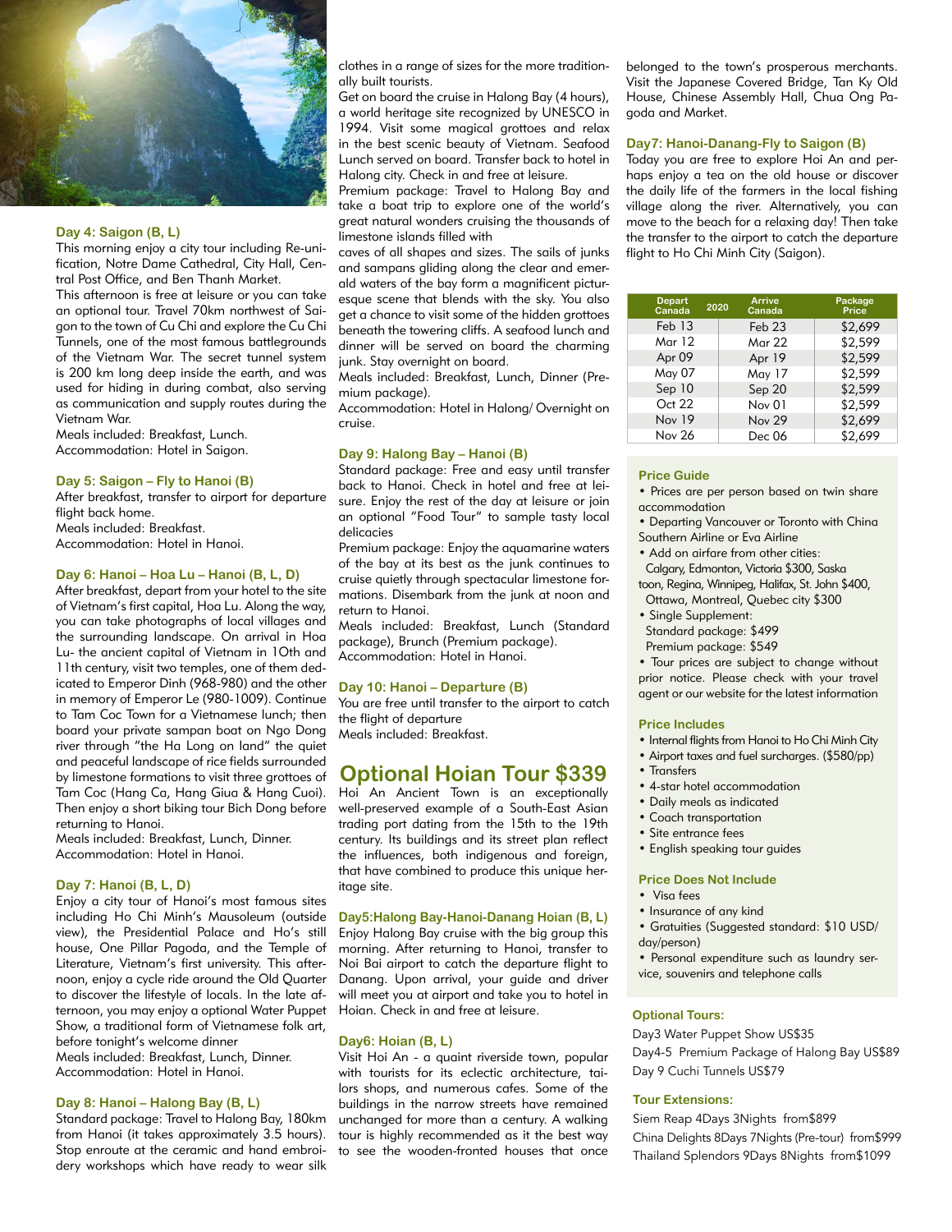### Day 4: Saigon (B, L)

This morning enjoy a city tour including Re-unification, Notre Dame Cathedral, City Hall, Central Post Office, and Ben Thanh Market.

This afternoon is free at leisure or you can take an optional tour. Travel 70km northwest of Saigon to the town of Cu Chi and explore the Cu Chi Tunnels, one of the most famous battlegrounds of the Vietnam War. The secret tunnel system is 200 km long deep inside the earth, and was used for hiding in during combat, also serving as communication and supply routes during the Vietnam War.

Meals included: Breakfast, Lunch.
Accommodation: Hotel in Saigon.

### Day 5: Saigon – Fly to Hanoi (B)

After breakfast, transfer to airport for departure flight back home.
Meals included: Breakfast.
Accommodation: Hotel in Hanoi.

### Day 6: Hanoi – Hoa Lu – Hanoi (B, L, D)

After breakfast, depart from your hotel to the site of Vietnam's first capital, Hoa Lu. Along the way, you can take photographs of local villages and the surrounding landscape. On arrival in Hoa Lu- the ancient capital of Vietnam in 1Oth and 11th century, visit two temples, one of them dedicated to Emperor Dinh (968-980) and the other in memory of Emperor Le (980-1009). Continue to Tam Coc Town for a Vietnamese lunch; then board your private sampan boat on Ngo Dong river through "the Ha Long on land" the quiet and peaceful landscape of rice fields surrounded by limestone formations to visit three grottoes of Tam Coc (Hang Ca, Hang Giua & Hang Cuoi). Then enjoy a short biking tour Bich Dong before returning to Hanoi.

Meals included: Breakfast, Lunch, Dinner.
Accommodation: Hotel in Hanoi.

### Day 7: Hanoi (B, L, D)

Enjoy a city tour of Hanoi's most famous sites including Ho Chi Minh's Mausoleum (outside view), the Presidential Palace and Ho's still house, One Pillar Pagoda, and the Temple of Literature, Vietnam's first university. This afternoon, enjoy a cycle ride around the Old Quarter to discover the lifestyle of locals. In the late afternoon, you may enjoy a optional Water Puppet Show, a traditional form of Vietnamese folk art, before tonight's welcome dinner

Meals included: Breakfast, Lunch, Dinner.
Accommodation: Hotel in Hanoi.

### Day 8: Hanoi – Halong Bay (B, L)

Standard package: Travel to Halong Bay, 180km from Hanoi (it takes approximately 3.5 hours). Stop enroute at the ceramic and hand embroidery workshops which have ready to wear silk clothes in a range of sizes for the more traditionally built tourists.

Get on board the cruise in Halong Bay (4 hours), a world heritage site recognized by UNESCO in 1994. Visit some magical grottoes and relax in the best scenic beauty of Vietnam. Seafood Lunch served on board. Transfer back to hotel in Halong city. Check in and free at leisure.

Premium package: Travel to Halong Bay and take a boat trip to explore one of the world's great natural wonders cruising the thousands of limestone islands filled with caves of all shapes and sizes. The sails of junks and sampans gliding along the clear and emerald waters of the bay form a magnificent picturesque scene that blends with the sky. You also get a chance to visit some of the hidden grottoes beneath the towering cliffs. A seafood lunch and dinner will be served on board the charming junk. Stay overnight on board.

Meals included: Breakfast, Lunch, Dinner (Premium package).
Accommodation: Hotel in Halong/ Overnight on cruise.

### Day 9: Halong Bay – Hanoi (B)

Standard package: Free and easy until transfer back to Hanoi. Check in hotel and free at leisure. Enjoy the rest of the day at leisure or join an optional "Food Tour" to sample tasty local delicacies

Premium package: Enjoy the aquamarine waters of the bay at its best as the junk continues to cruise quietly through spectacular limestone formations. Disembark from the junk at noon and return to Hanoi.

Meals included: Breakfast, Lunch (Standard package), Brunch (Premium package).
Accommodation: Hotel in Hanoi.

### Day 10: Hanoi – Departure (B)

You are free until transfer to the airport to catch the flight of departure
Meals included: Breakfast.

## Optional Hoian Tour $339

Hoi An Ancient Town is an exceptionally well-preserved example of a South-East Asian trading port dating from the 15th to the 19th century. Its buildings and its street plan reflect the influences, both indigenous and foreign, that have combined to produce this unique heritage site.

### Day5:Halong Bay-Hanoi-Danang Hoian (B, L)

Enjoy Halong Bay cruise with the big group this morning. After returning to Hanoi, transfer to Noi Bai airport to catch the departure flight to Danang. Upon arrival, your guide and driver will meet you at airport and take you to hotel in Hoian. Check in and free at leisure.

### Day6: Hoian (B, L)

Visit Hoi An - a quaint riverside town, popular with tourists for its eclectic architecture, tailors shops, and numerous cafes. Some of the buildings in the narrow streets have remained unchanged for more than a century. A walking tour is highly recommended as it the best way to see the wooden-fronted houses that once belonged to the town's prosperous merchants. Visit the Japanese Covered Bridge, Tan Ky Old House, Chinese Assembly Hall, Chua Ong Pagoda and Market.

### Day7: Hanoi-Danang-Fly to Saigon (B)

Today you are free to explore Hoi An and perhaps enjoy a tea on the old house or discover the daily life of the farmers in the local fishing village along the river. Alternatively, you can move to the beach for a relaxing day! Then take the transfer to the airport to catch the departure flight to Ho Chi Minh City (Saigon).

| Depart Canada | 2020 | Arrive Canada | Package Price |
|---|---|---|---|
| Feb 13 | | Feb 23 | $2,699 |
| Mar 12 | | Mar 22 | $2,599 |
| Apr 09 | | Apr 19 | $2,599 |
| May 07 | | May 17 | $2,599 |
| Sep 10 | | Sep 20 | $2,599 |
| Oct 22 | | Nov 01 | $2,599 |
| Nov 19 | | Nov 29 | $2,699 |
| Nov 26 | | Dec 06 | $2,699 |

### Price Guide

- Prices are per person based on twin share accommodation
- Departing Vancouver or Toronto with China Southern Airline or Eva Airline
- Add on airfare from other cities:
  Calgary, Edmonton, Victoria $300, Saskatoon, Regina, Winnipeg, Halifax, St. John $400, Ottawa, Montreal, Quebec city $300
- Single Supplement:
  Standard package: $499
  Premium package: $549
- Tour prices are subject to change without prior notice. Please check with your travel agent or our website for the latest information

### Price Includes

- Internal flights from Hanoi to Ho Chi Minh City
- Airport taxes and fuel surcharges. ($580/pp)
- Transfers
- 4-star hotel accommodation
- Daily meals as indicated
- Coach transportation
- Site entrance fees
- English speaking tour guides

### Price Does Not Include

- Visa fees
- Insurance of any kind
- Gratuities (Suggested standard: $10 USD/day/person)
- Personal expenditure such as laundry service, souvenirs and telephone calls

### Optional Tours:

Day3 Water Puppet Show US$35
Day4-5 Premium Package of Halong Bay US$89
Day 9 Cuchi Tunnels US$79

### Tour Extensions:

Siem Reap 4Days 3Nights from$899
China Delights 8Days 7Nights (Pre-tour) from$999
Thailand Splendors 9Days 8Nights from$1099